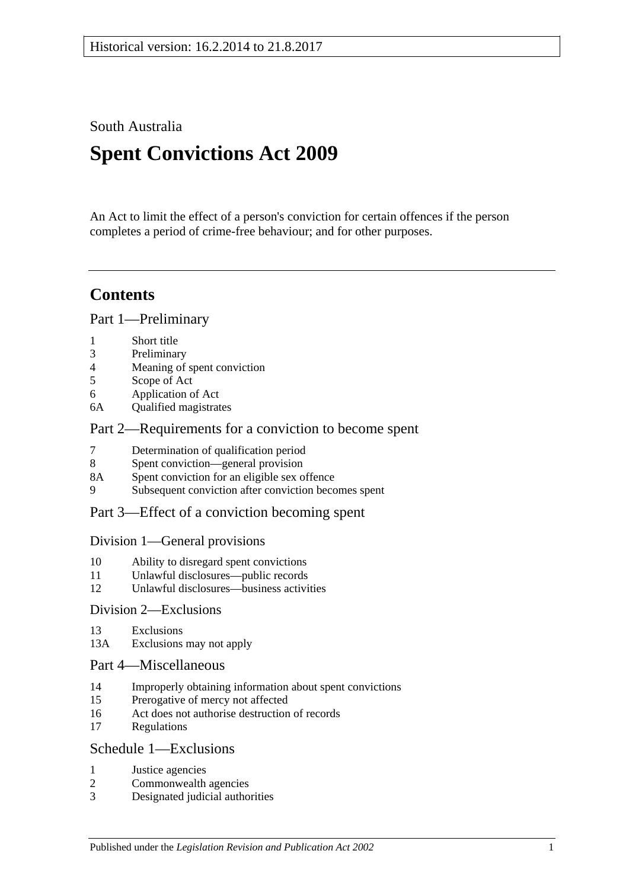Historical version: 16.2.2014 to 21.8.2017

South Australia

# Spent Convictions Act 2009

An Act to limit the effect of a person's conviction for certain offences if the person completes a period of crime-free behaviour; and for other purposes.

## Contents

### Part 1—Preliminary

- 1 Short title
- 3 Preliminary
- 4 Meaning of spent conviction
- 5 Scope of Act
- 6 Application of Act
- 6A Qualified magistrates

### Part 2—Requirements for a conviction to become spent

- 7 Determination of qualification period
- 8 Spent conviction—general provision
- 8A Spent conviction for an eligible sex offence
- 9 Subsequent conviction after conviction becomes spent

### Part 3—Effect of a conviction becoming spent

#### Division 1—General provisions

- 10 Ability to disregard spent convictions
- 11 Unlawful disclosures—public records
- 12 Unlawful disclosures—business activities

#### Division 2—Exclusions

- 13 Exclusions
- 13A Exclusions may not apply

### Part 4—Miscellaneous

- 14 Improperly obtaining information about spent convictions
- 15 Prerogative of mercy not affected
- 16 Act does not authorise destruction of records
- 17 Regulations

### Schedule 1—Exclusions

- 1 Justice agencies
- 2 Commonwealth agencies
- 3 Designated judicial authorities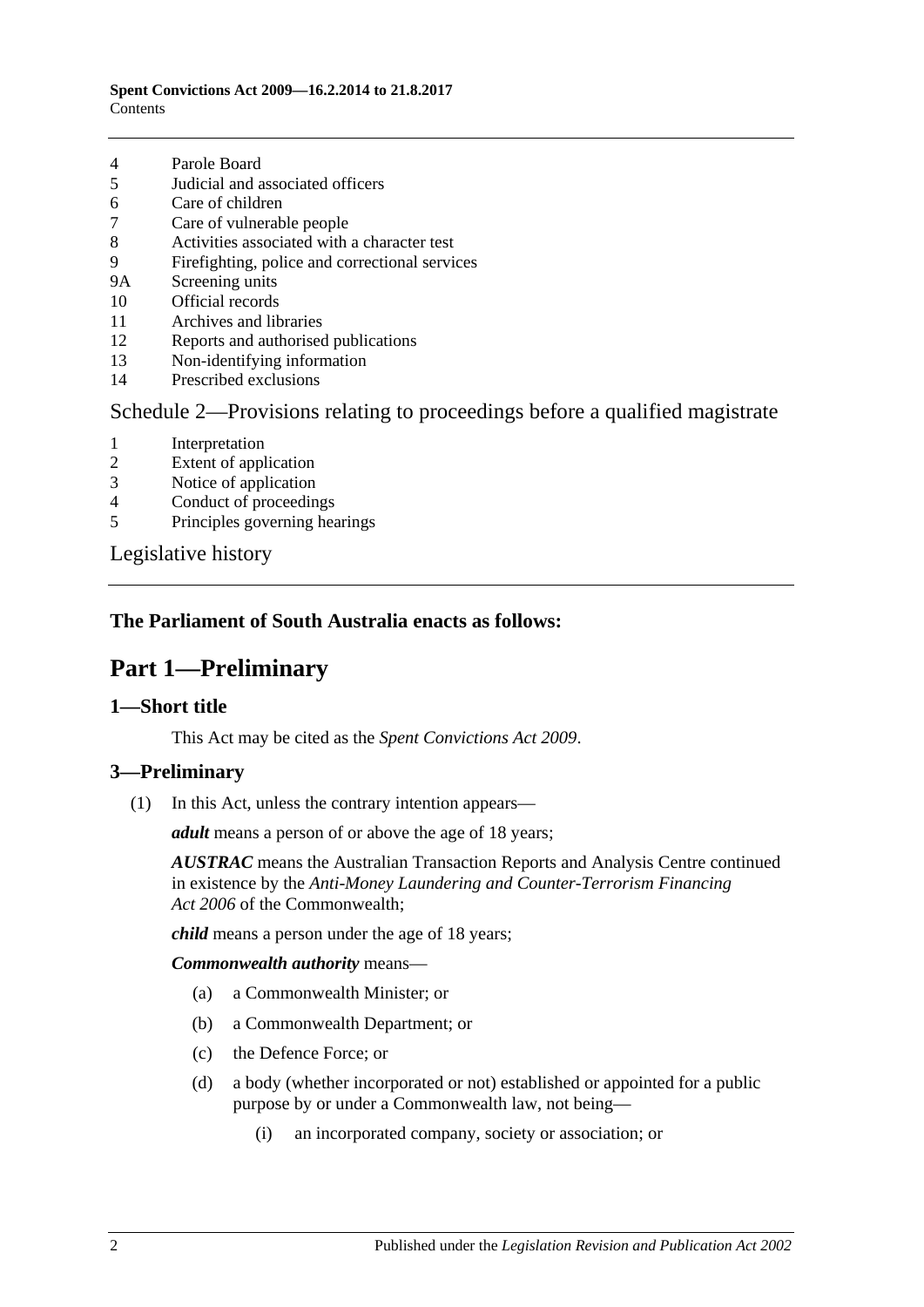4 Parole Board
5 Judicial and associated officers
6 Care of children
7 Care of vulnerable people
8 Activities associated with a character test
9 Firefighting, police and correctional services
9A Screening units
10 Official records
11 Archives and libraries
12 Reports and authorised publications
13 Non-identifying information
14 Prescribed exclusions

## Schedule 2—Provisions relating to proceedings before a qualified magistrate

1 Interpretation
2 Extent of application
3 Notice of application
4 Conduct of proceedings
5 Principles governing hearings

## Legislative history

**The Parliament of South Australia enacts as follows:**

# Part 1—Preliminary

## 1—Short title

This Act may be cited as the *Spent Convictions Act 2009*.

## 3—Preliminary

(1) In this Act, unless the contrary intention appears—

***adult*** means a person of or above the age of 18 years;

***AUSTRAC*** means the Australian Transaction Reports and Analysis Centre continued in existence by the *Anti-Money Laundering and Counter-Terrorism Financing Act 2006* of the Commonwealth;

***child*** means a person under the age of 18 years;

***Commonwealth authority*** means—

(a) a Commonwealth Minister; or

(b) a Commonwealth Department; or

(c) the Defence Force; or

(d) a body (whether incorporated or not) established or appointed for a public purpose by or under a Commonwealth law, not being—

(i) an incorporated company, society or association; or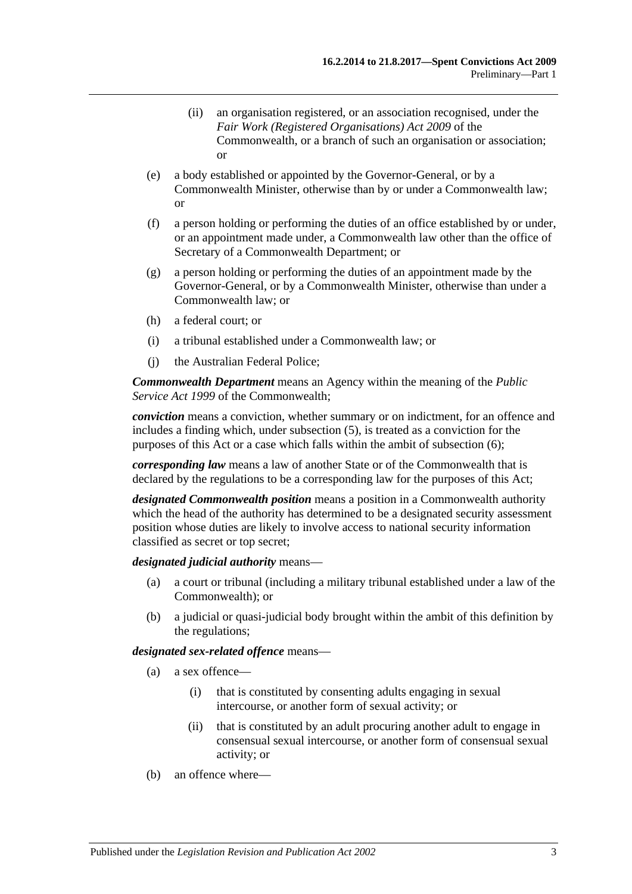(ii) an organisation registered, or an association recognised, under the *Fair Work (Registered Organisations) Act 2009* of the Commonwealth, or a branch of such an organisation or association; or

(e) a body established or appointed by the Governor-General, or by a Commonwealth Minister, otherwise than by or under a Commonwealth law; or

(f) a person holding or performing the duties of an office established by or under, or an appointment made under, a Commonwealth law other than the office of Secretary of a Commonwealth Department; or

(g) a person holding or performing the duties of an appointment made by the Governor-General, or by a Commonwealth Minister, otherwise than under a Commonwealth law; or

(h) a federal court; or

(i) a tribunal established under a Commonwealth law; or

(j) the Australian Federal Police;

***Commonwealth Department*** means an Agency within the meaning of the *Public Service Act 1999* of the Commonwealth;

***conviction*** means a conviction, whether summary or on indictment, for an offence and includes a finding which, under subsection (5), is treated as a conviction for the purposes of this Act or a case which falls within the ambit of subsection (6);

***corresponding law*** means a law of another State or of the Commonwealth that is declared by the regulations to be a corresponding law for the purposes of this Act;

***designated Commonwealth position*** means a position in a Commonwealth authority which the head of the authority has determined to be a designated security assessment position whose duties are likely to involve access to national security information classified as secret or top secret;

***designated judicial authority*** means—

(a) a court or tribunal (including a military tribunal established under a law of the Commonwealth); or

(b) a judicial or quasi-judicial body brought within the ambit of this definition by the regulations;

***designated sex-related offence*** means—

(a) a sex offence—

(i) that is constituted by consenting adults engaging in sexual intercourse, or another form of sexual activity; or

(ii) that is constituted by an adult procuring another adult to engage in consensual sexual intercourse, or another form of consensual sexual activity; or

(b) an offence where—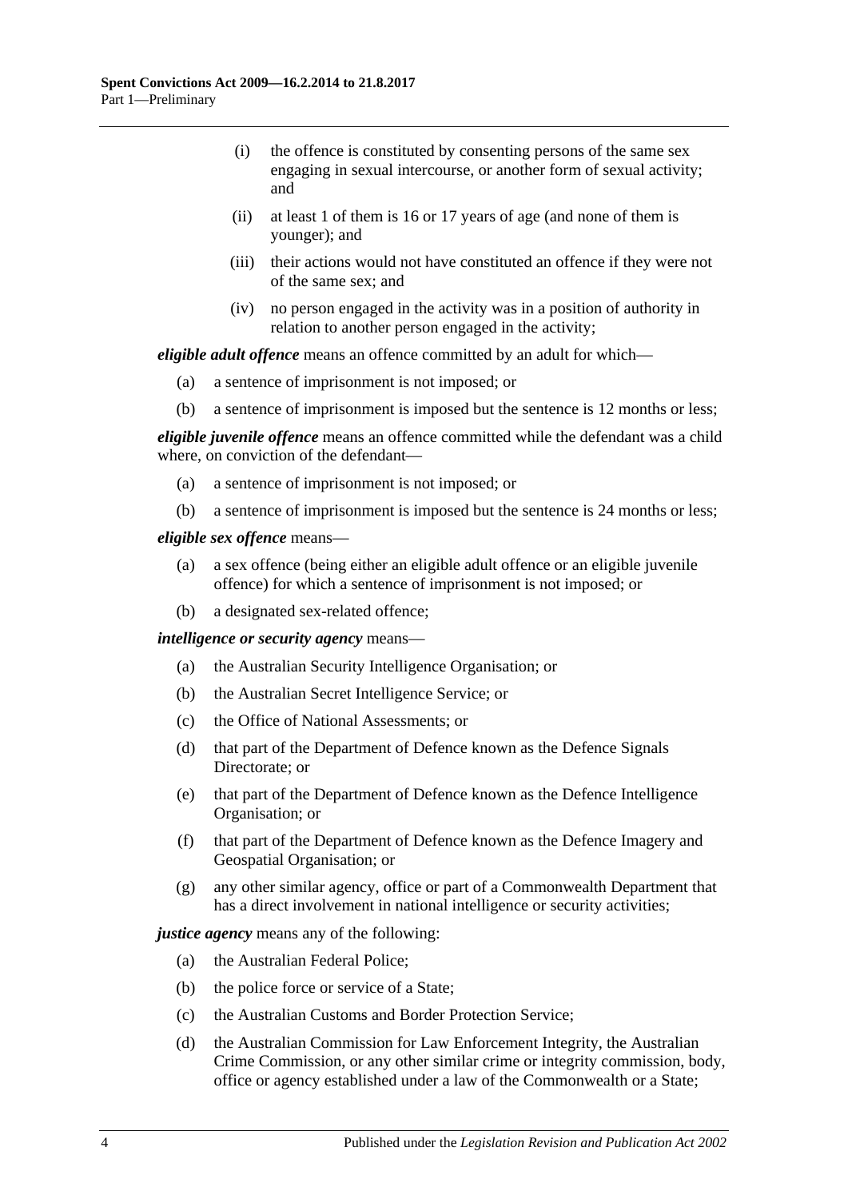- (i) the offence is constituted by consenting persons of the same sex engaging in sexual intercourse, or another form of sexual activity; and
- (ii) at least 1 of them is 16 or 17 years of age (and none of them is younger); and
- (iii) their actions would not have constituted an offence if they were not of the same sex; and
- (iv) no person engaged in the activity was in a position of authority in relation to another person engaged in the activity;

***eligible adult offence*** means an offence committed by an adult for which—

- (a) a sentence of imprisonment is not imposed; or
- (b) a sentence of imprisonment is imposed but the sentence is 12 months or less;

***eligible juvenile offence*** means an offence committed while the defendant was a child where, on conviction of the defendant—

- (a) a sentence of imprisonment is not imposed; or
- (b) a sentence of imprisonment is imposed but the sentence is 24 months or less;

***eligible sex offence*** means—

- (a) a sex offence (being either an eligible adult offence or an eligible juvenile offence) for which a sentence of imprisonment is not imposed; or
- (b) a designated sex-related offence;

***intelligence or security agency*** means—

- (a) the Australian Security Intelligence Organisation; or
- (b) the Australian Secret Intelligence Service; or
- (c) the Office of National Assessments; or
- (d) that part of the Department of Defence known as the Defence Signals Directorate; or
- (e) that part of the Department of Defence known as the Defence Intelligence Organisation; or
- (f) that part of the Department of Defence known as the Defence Imagery and Geospatial Organisation; or
- (g) any other similar agency, office or part of a Commonwealth Department that has a direct involvement in national intelligence or security activities;

***justice agency*** means any of the following:

- (a) the Australian Federal Police;
- (b) the police force or service of a State;
- (c) the Australian Customs and Border Protection Service;
- (d) the Australian Commission for Law Enforcement Integrity, the Australian Crime Commission, or any other similar crime or integrity commission, body, office or agency established under a law of the Commonwealth or a State;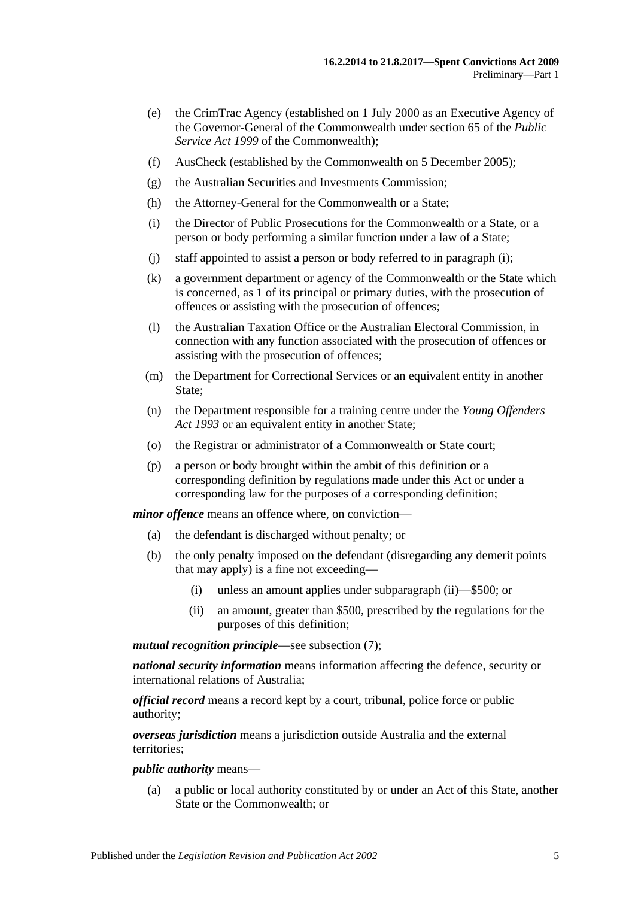(e) the CrimTrac Agency (established on 1 July 2000 as an Executive Agency of the Governor-General of the Commonwealth under section 65 of the *Public Service Act 1999* of the Commonwealth);

(f) AusCheck (established by the Commonwealth on 5 December 2005);

(g) the Australian Securities and Investments Commission;

(h) the Attorney-General for the Commonwealth or a State;

(i) the Director of Public Prosecutions for the Commonwealth or a State, or a person or body performing a similar function under a law of a State;

(j) staff appointed to assist a person or body referred to in paragraph (i);

(k) a government department or agency of the Commonwealth or the State which is concerned, as 1 of its principal or primary duties, with the prosecution of offences or assisting with the prosecution of offences;

(l) the Australian Taxation Office or the Australian Electoral Commission, in connection with any function associated with the prosecution of offences or assisting with the prosecution of offences;

(m) the Department for Correctional Services or an equivalent entity in another State;

(n) the Department responsible for a training centre under the *Young Offenders Act 1993* or an equivalent entity in another State;

(o) the Registrar or administrator of a Commonwealth or State court;

(p) a person or body brought within the ambit of this definition or a corresponding definition by regulations made under this Act or under a corresponding law for the purposes of a corresponding definition;

***minor offence*** means an offence where, on conviction—

(a) the defendant is discharged without penalty; or

(b) the only penalty imposed on the defendant (disregarding any demerit points that may apply) is a fine not exceeding—

(i) unless an amount applies under subparagraph (ii)—$500; or

(ii) an amount, greater than $500, prescribed by the regulations for the purposes of this definition;

***mutual recognition principle***—see subsection (7);

***national security information*** means information affecting the defence, security or international relations of Australia;

***official record*** means a record kept by a court, tribunal, police force or public authority;

***overseas jurisdiction*** means a jurisdiction outside Australia and the external territories;

***public authority*** means—

(a) a public or local authority constituted by or under an Act of this State, another State or the Commonwealth; or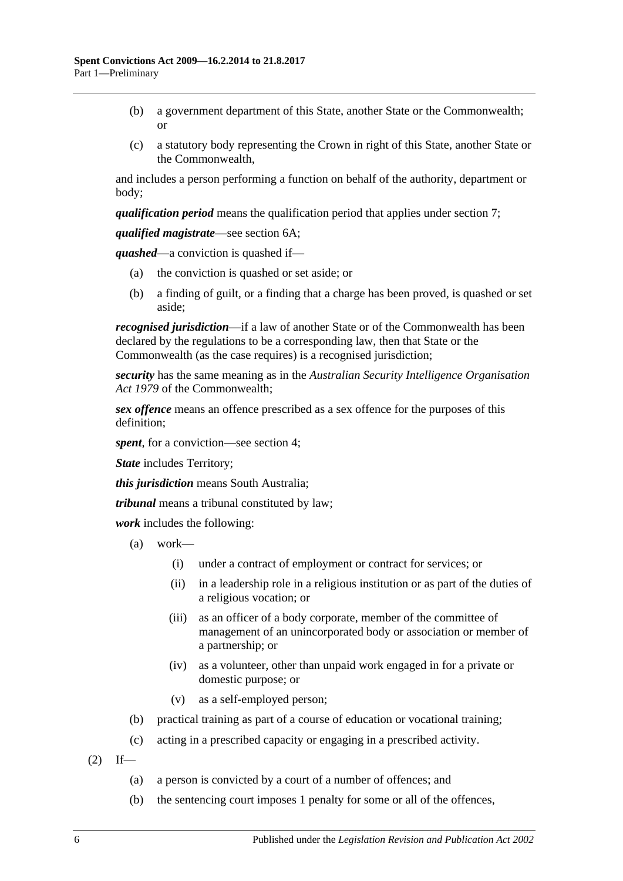(b) a government department of this State, another State or the Commonwealth; or

(c) a statutory body representing the Crown in right of this State, another State or the Commonwealth,

and includes a person performing a function on behalf of the authority, department or body;

***qualification period*** means the qualification period that applies under section 7;

***qualified magistrate***—see section 6A;

***quashed***—a conviction is quashed if—

(a) the conviction is quashed or set aside; or

(b) a finding of guilt, or a finding that a charge has been proved, is quashed or set aside;

***recognised jurisdiction***—if a law of another State or of the Commonwealth has been declared by the regulations to be a corresponding law, then that State or the Commonwealth (as the case requires) is a recognised jurisdiction;

***security*** has the same meaning as in the *Australian Security Intelligence Organisation Act 1979* of the Commonwealth;

***sex offence*** means an offence prescribed as a sex offence for the purposes of this definition;

***spent***, for a conviction—see section 4;

***State*** includes Territory;

***this jurisdiction*** means South Australia;

***tribunal*** means a tribunal constituted by law;

***work*** includes the following:

(a) work—

(i) under a contract of employment or contract for services; or

(ii) in a leadership role in a religious institution or as part of the duties of a religious vocation; or

(iii) as an officer of a body corporate, member of the committee of management of an unincorporated body or association or member of a partnership; or

(iv) as a volunteer, other than unpaid work engaged in for a private or domestic purpose; or

(v) as a self-employed person;

(b) practical training as part of a course of education or vocational training;

(c) acting in a prescribed capacity or engaging in a prescribed activity.

(2) If—

(a) a person is convicted by a court of a number of offences; and

(b) the sentencing court imposes 1 penalty for some or all of the offences,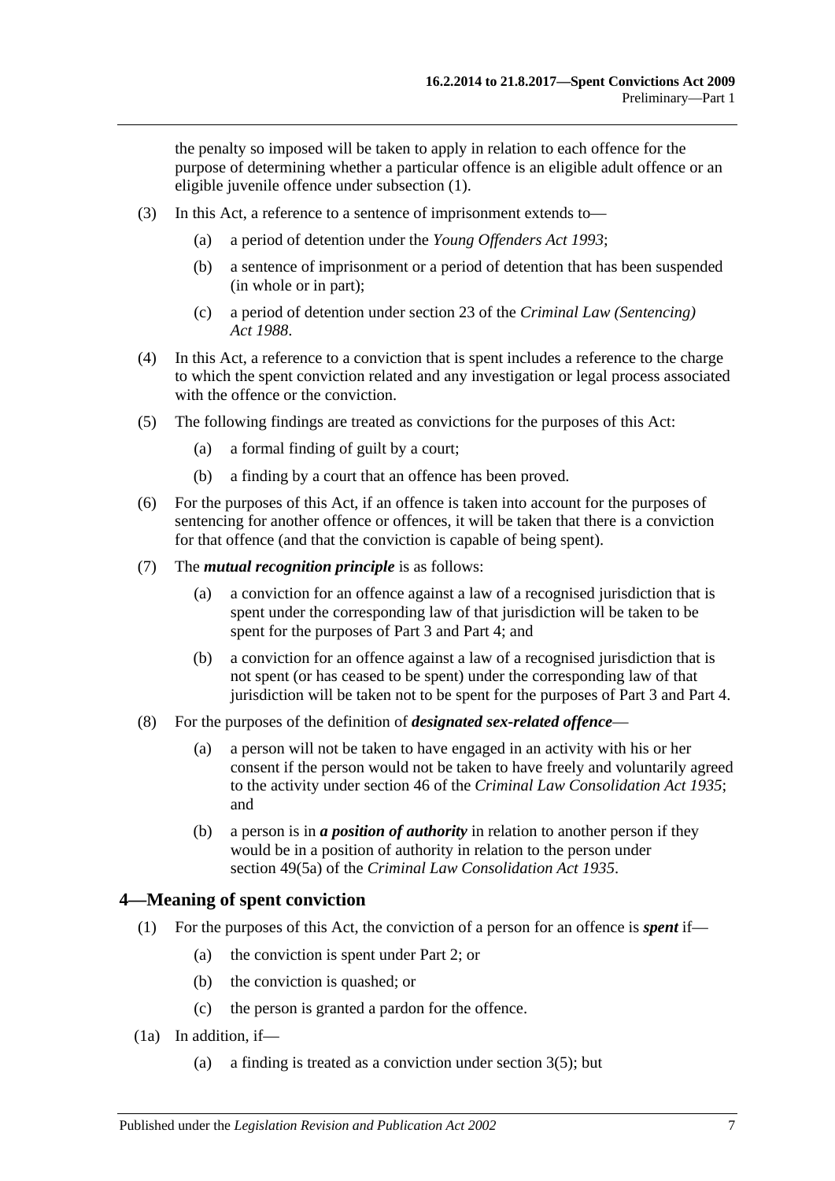the penalty so imposed will be taken to apply in relation to each offence for the purpose of determining whether a particular offence is an eligible adult offence or an eligible juvenile offence under subsection (1).

(3) In this Act, a reference to a sentence of imprisonment extends to—

(a) a period of detention under the *Young Offenders Act 1993*;

(b) a sentence of imprisonment or a period of detention that has been suspended (in whole or in part);

(c) a period of detention under section 23 of the *Criminal Law (Sentencing) Act 1988*.

(4) In this Act, a reference to a conviction that is spent includes a reference to the charge to which the spent conviction related and any investigation or legal process associated with the offence or the conviction.

(5) The following findings are treated as convictions for the purposes of this Act:

(a) a formal finding of guilt by a court;

(b) a finding by a court that an offence has been proved.

(6) For the purposes of this Act, if an offence is taken into account for the purposes of sentencing for another offence or offences, it will be taken that there is a conviction for that offence (and that the conviction is capable of being spent).

(7) The ***mutual recognition principle*** is as follows:

(a) a conviction for an offence against a law of a recognised jurisdiction that is spent under the corresponding law of that jurisdiction will be taken to be spent for the purposes of Part 3 and Part 4; and

(b) a conviction for an offence against a law of a recognised jurisdiction that is not spent (or has ceased to be spent) under the corresponding law of that jurisdiction will be taken not to be spent for the purposes of Part 3 and Part 4.

(8) For the purposes of the definition of ***designated sex-related offence***—

(a) a person will not be taken to have engaged in an activity with his or her consent if the person would not be taken to have freely and voluntarily agreed to the activity under section 46 of the *Criminal Law Consolidation Act 1935*; and

(b) a person is in ***a position of authority*** in relation to another person if they would be in a position of authority in relation to the person under section 49(5a) of the *Criminal Law Consolidation Act 1935*.

## 4—Meaning of spent conviction

(1) For the purposes of this Act, the conviction of a person for an offence is ***spent*** if—

(a) the conviction is spent under Part 2; or

(b) the conviction is quashed; or

(c) the person is granted a pardon for the offence.

(1a) In addition, if—

(a) a finding is treated as a conviction under section 3(5); but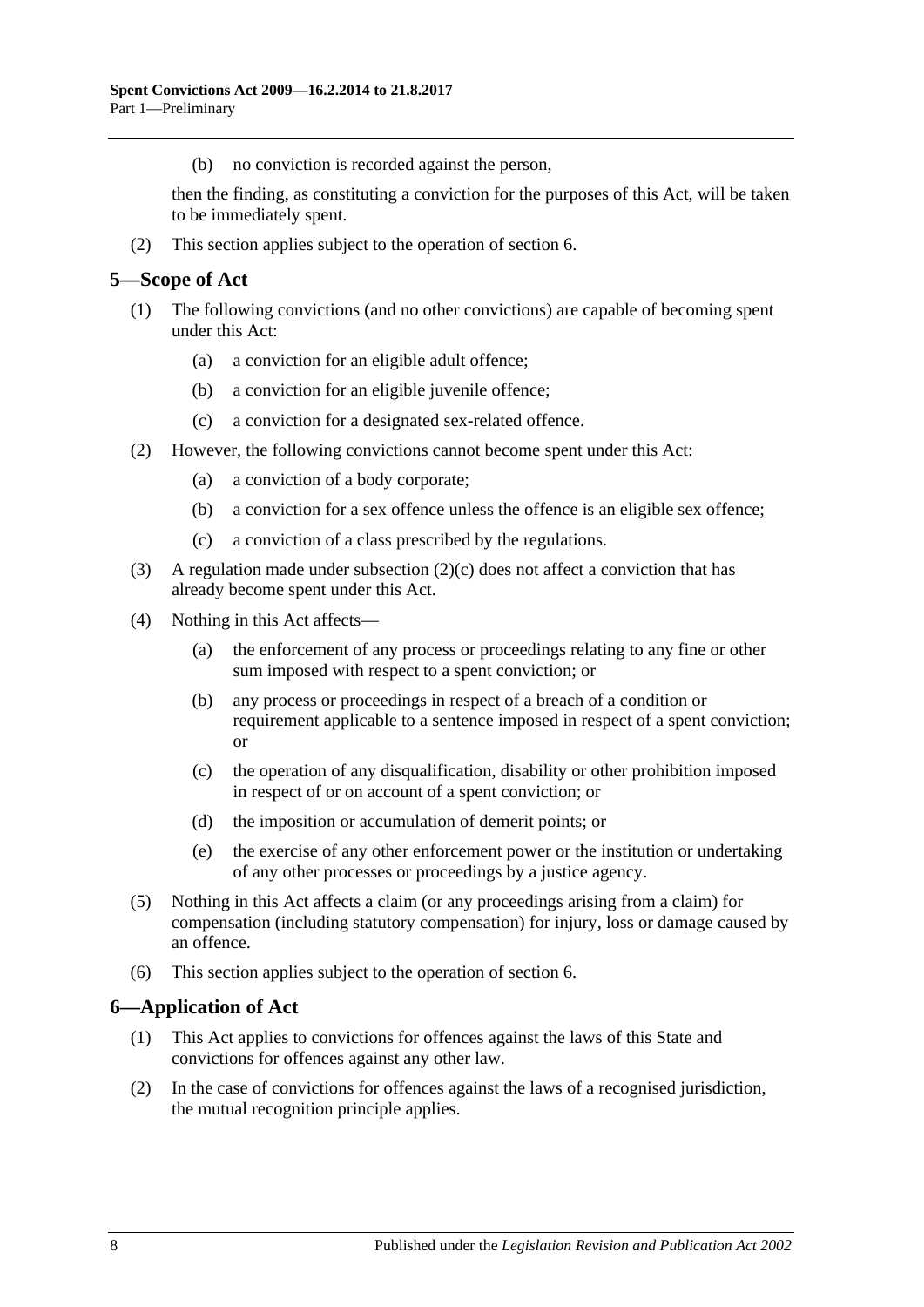(b) no conviction is recorded against the person,

then the finding, as constituting a conviction for the purposes of this Act, will be taken to be immediately spent.

(2) This section applies subject to the operation of section 6.

## 5—Scope of Act

(1) The following convictions (and no other convictions) are capable of becoming spent under this Act:

(a) a conviction for an eligible adult offence;

(b) a conviction for an eligible juvenile offence;

(c) a conviction for a designated sex-related offence.

(2) However, the following convictions cannot become spent under this Act:

(a) a conviction of a body corporate;

(b) a conviction for a sex offence unless the offence is an eligible sex offence;

(c) a conviction of a class prescribed by the regulations.

(3) A regulation made under subsection (2)(c) does not affect a conviction that has already become spent under this Act.

(4) Nothing in this Act affects—

(a) the enforcement of any process or proceedings relating to any fine or other sum imposed with respect to a spent conviction; or

(b) any process or proceedings in respect of a breach of a condition or requirement applicable to a sentence imposed in respect of a spent conviction; or

(c) the operation of any disqualification, disability or other prohibition imposed in respect of or on account of a spent conviction; or

(d) the imposition or accumulation of demerit points; or

(e) the exercise of any other enforcement power or the institution or undertaking of any other processes or proceedings by a justice agency.

(5) Nothing in this Act affects a claim (or any proceedings arising from a claim) for compensation (including statutory compensation) for injury, loss or damage caused by an offence.

(6) This section applies subject to the operation of section 6.

## 6—Application of Act

(1) This Act applies to convictions for offences against the laws of this State and convictions for offences against any other law.

(2) In the case of convictions for offences against the laws of a recognised jurisdiction, the mutual recognition principle applies.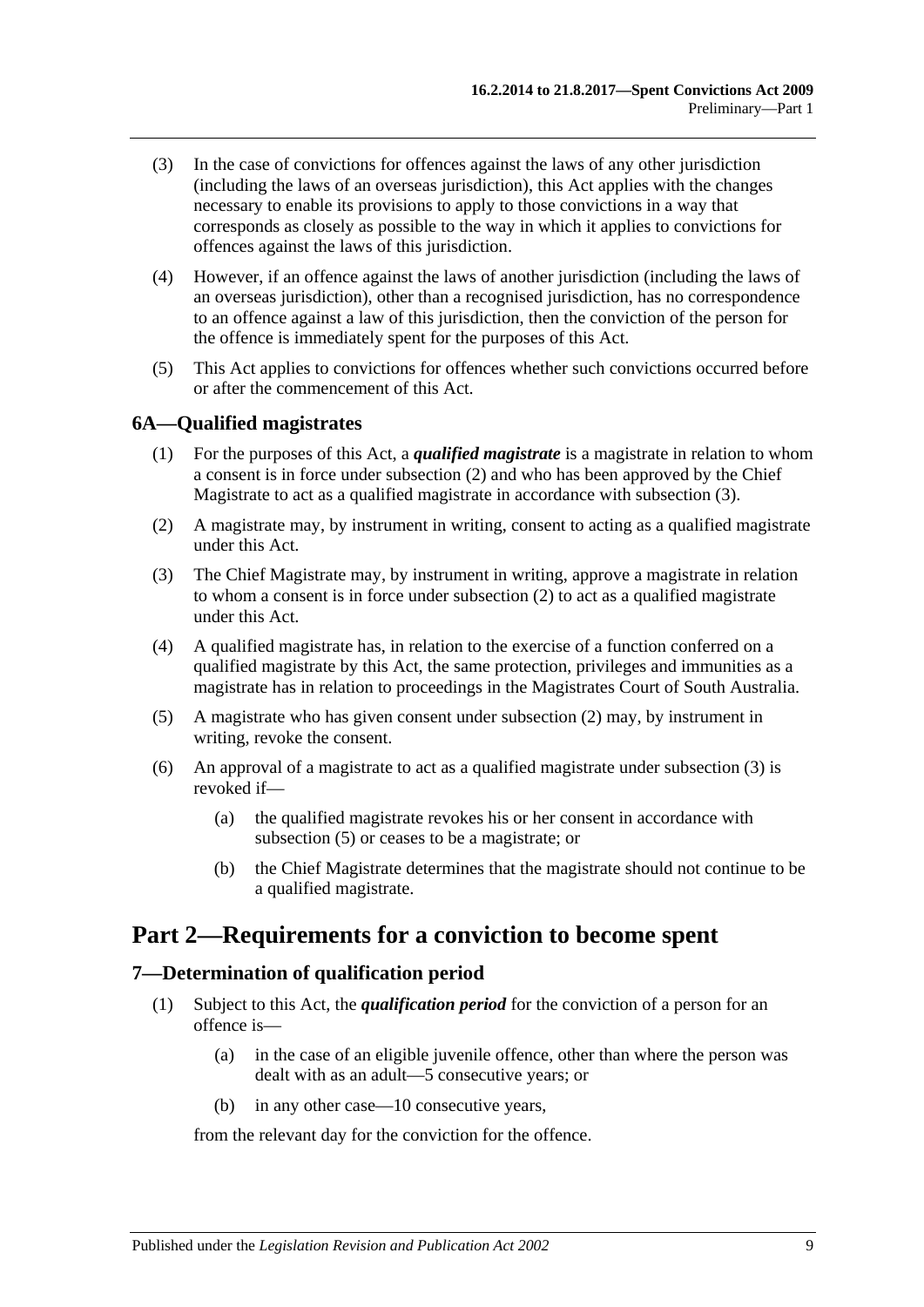(3) In the case of convictions for offences against the laws of any other jurisdiction (including the laws of an overseas jurisdiction), this Act applies with the changes necessary to enable its provisions to apply to those convictions in a way that corresponds as closely as possible to the way in which it applies to convictions for offences against the laws of this jurisdiction.

(4) However, if an offence against the laws of another jurisdiction (including the laws of an overseas jurisdiction), other than a recognised jurisdiction, has no correspondence to an offence against a law of this jurisdiction, then the conviction of the person for the offence is immediately spent for the purposes of this Act.

(5) This Act applies to convictions for offences whether such convictions occurred before or after the commencement of this Act.

### 6A—Qualified magistrates

(1) For the purposes of this Act, a ***qualified magistrate*** is a magistrate in relation to whom a consent is in force under subsection (2) and who has been approved by the Chief Magistrate to act as a qualified magistrate in accordance with subsection (3).

(2) A magistrate may, by instrument in writing, consent to acting as a qualified magistrate under this Act.

(3) The Chief Magistrate may, by instrument in writing, approve a magistrate in relation to whom a consent is in force under subsection (2) to act as a qualified magistrate under this Act.

(4) A qualified magistrate has, in relation to the exercise of a function conferred on a qualified magistrate by this Act, the same protection, privileges and immunities as a magistrate has in relation to proceedings in the Magistrates Court of South Australia.

(5) A magistrate who has given consent under subsection (2) may, by instrument in writing, revoke the consent.

(6) An approval of a magistrate to act as a qualified magistrate under subsection (3) is revoked if—

(a) the qualified magistrate revokes his or her consent in accordance with subsection (5) or ceases to be a magistrate; or

(b) the Chief Magistrate determines that the magistrate should not continue to be a qualified magistrate.

## Part 2—Requirements for a conviction to become spent

### 7—Determination of qualification period

(1) Subject to this Act, the ***qualification period*** for the conviction of a person for an offence is—

(a) in the case of an eligible juvenile offence, other than where the person was dealt with as an adult—5 consecutive years; or

(b) in any other case—10 consecutive years,

from the relevant day for the conviction for the offence.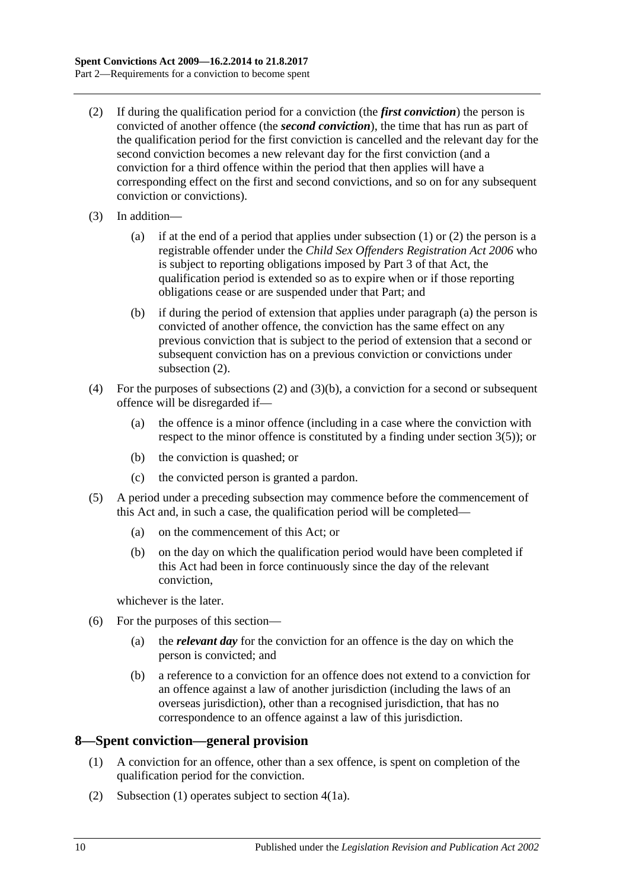(2) If during the qualification period for a conviction (the ***first conviction***) the person is convicted of another offence (the ***second conviction***), the time that has run as part of the qualification period for the first conviction is cancelled and the relevant day for the second conviction becomes a new relevant day for the first conviction (and a conviction for a third offence within the period that then applies will have a corresponding effect on the first and second convictions, and so on for any subsequent conviction or convictions).

(3) In addition—

(a) if at the end of a period that applies under subsection (1) or (2) the person is a registrable offender under the *Child Sex Offenders Registration Act 2006* who is subject to reporting obligations imposed by Part 3 of that Act, the qualification period is extended so as to expire when or if those reporting obligations cease or are suspended under that Part; and

(b) if during the period of extension that applies under paragraph (a) the person is convicted of another offence, the conviction has the same effect on any previous conviction that is subject to the period of extension that a second or subsequent conviction has on a previous conviction or convictions under subsection (2).

(4) For the purposes of subsections (2) and (3)(b), a conviction for a second or subsequent offence will be disregarded if—

(a) the offence is a minor offence (including in a case where the conviction with respect to the minor offence is constituted by a finding under section 3(5)); or

(b) the conviction is quashed; or

(c) the convicted person is granted a pardon.

(5) A period under a preceding subsection may commence before the commencement of this Act and, in such a case, the qualification period will be completed—

(a) on the commencement of this Act; or

(b) on the day on which the qualification period would have been completed if this Act had been in force continuously since the day of the relevant conviction,

whichever is the later.

(6) For the purposes of this section—

(a) the ***relevant day*** for the conviction for an offence is the day on which the person is convicted; and

(b) a reference to a conviction for an offence does not extend to a conviction for an offence against a law of another jurisdiction (including the laws of an overseas jurisdiction), other than a recognised jurisdiction, that has no correspondence to an offence against a law of this jurisdiction.

## 8—Spent conviction—general provision

(1) A conviction for an offence, other than a sex offence, is spent on completion of the qualification period for the conviction.

(2) Subsection (1) operates subject to section 4(1a).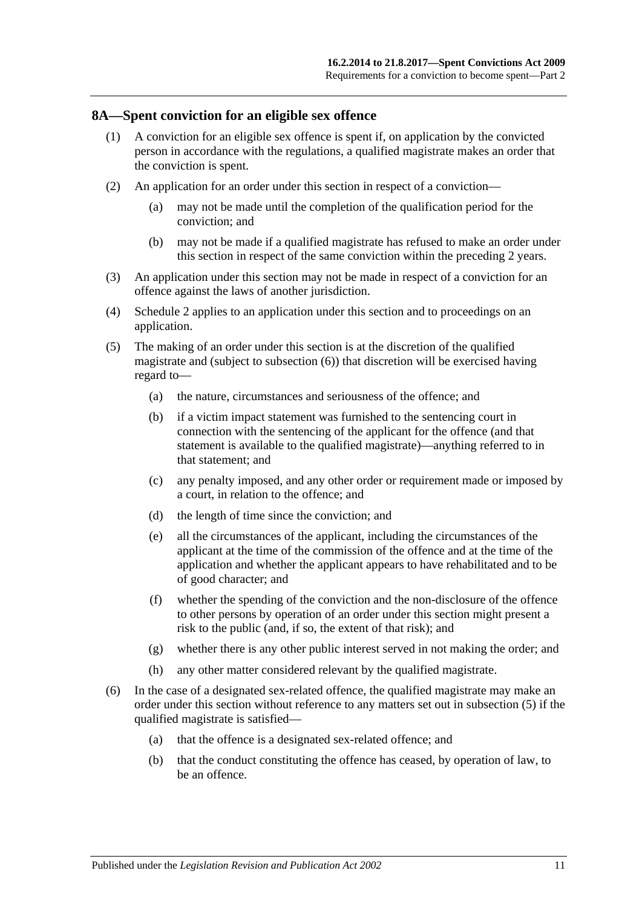## 8A—Spent conviction for an eligible sex offence

(1) A conviction for an eligible sex offence is spent if, on application by the convicted person in accordance with the regulations, a qualified magistrate makes an order that the conviction is spent.

(2) An application for an order under this section in respect of a conviction—

(a) may not be made until the completion of the qualification period for the conviction; and

(b) may not be made if a qualified magistrate has refused to make an order under this section in respect of the same conviction within the preceding 2 years.

(3) An application under this section may not be made in respect of a conviction for an offence against the laws of another jurisdiction.

(4) Schedule 2 applies to an application under this section and to proceedings on an application.

(5) The making of an order under this section is at the discretion of the qualified magistrate and (subject to subsection (6)) that discretion will be exercised having regard to—

(a) the nature, circumstances and seriousness of the offence; and

(b) if a victim impact statement was furnished to the sentencing court in connection with the sentencing of the applicant for the offence (and that statement is available to the qualified magistrate)—anything referred to in that statement; and

(c) any penalty imposed, and any other order or requirement made or imposed by a court, in relation to the offence; and

(d) the length of time since the conviction; and

(e) all the circumstances of the applicant, including the circumstances of the applicant at the time of the commission of the offence and at the time of the application and whether the applicant appears to have rehabilitated and to be of good character; and

(f) whether the spending of the conviction and the non-disclosure of the offence to other persons by operation of an order under this section might present a risk to the public (and, if so, the extent of that risk); and

(g) whether there is any other public interest served in not making the order; and

(h) any other matter considered relevant by the qualified magistrate.

(6) In the case of a designated sex-related offence, the qualified magistrate may make an order under this section without reference to any matters set out in subsection (5) if the qualified magistrate is satisfied—

(a) that the offence is a designated sex-related offence; and

(b) that the conduct constituting the offence has ceased, by operation of law, to be an offence.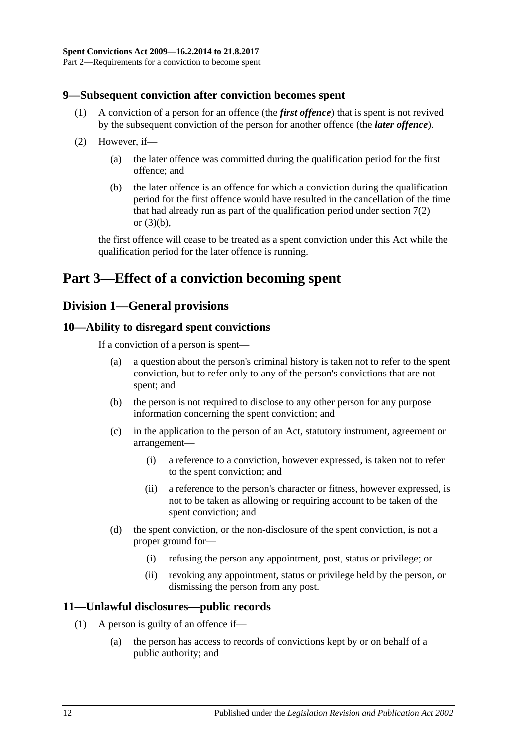## 9—Subsequent conviction after conviction becomes spent

(1) A conviction of a person for an offence (the ***first offence***) that is spent is not revived by the subsequent conviction of the person for another offence (the ***later offence***).

(2) However, if—

(a) the later offence was committed during the qualification period for the first offence; and

(b) the later offence is an offence for which a conviction during the qualification period for the first offence would have resulted in the cancellation of the time that had already run as part of the qualification period under section 7(2) or (3)(b),

the first offence will cease to be treated as a spent conviction under this Act while the qualification period for the later offence is running.

# Part 3—Effect of a conviction becoming spent

## Division 1—General provisions

### 10—Ability to disregard spent convictions

If a conviction of a person is spent—

(a) a question about the person's criminal history is taken not to refer to the spent conviction, but to refer only to any of the person's convictions that are not spent; and

(b) the person is not required to disclose to any other person for any purpose information concerning the spent conviction; and

(c) in the application to the person of an Act, statutory instrument, agreement or arrangement—

(i) a reference to a conviction, however expressed, is taken not to refer to the spent conviction; and

(ii) a reference to the person's character or fitness, however expressed, is not to be taken as allowing or requiring account to be taken of the spent conviction; and

(d) the spent conviction, or the non-disclosure of the spent conviction, is not a proper ground for—

(i) refusing the person any appointment, post, status or privilege; or

(ii) revoking any appointment, status or privilege held by the person, or dismissing the person from any post.

### 11—Unlawful disclosures—public records

(1) A person is guilty of an offence if—

(a) the person has access to records of convictions kept by or on behalf of a public authority; and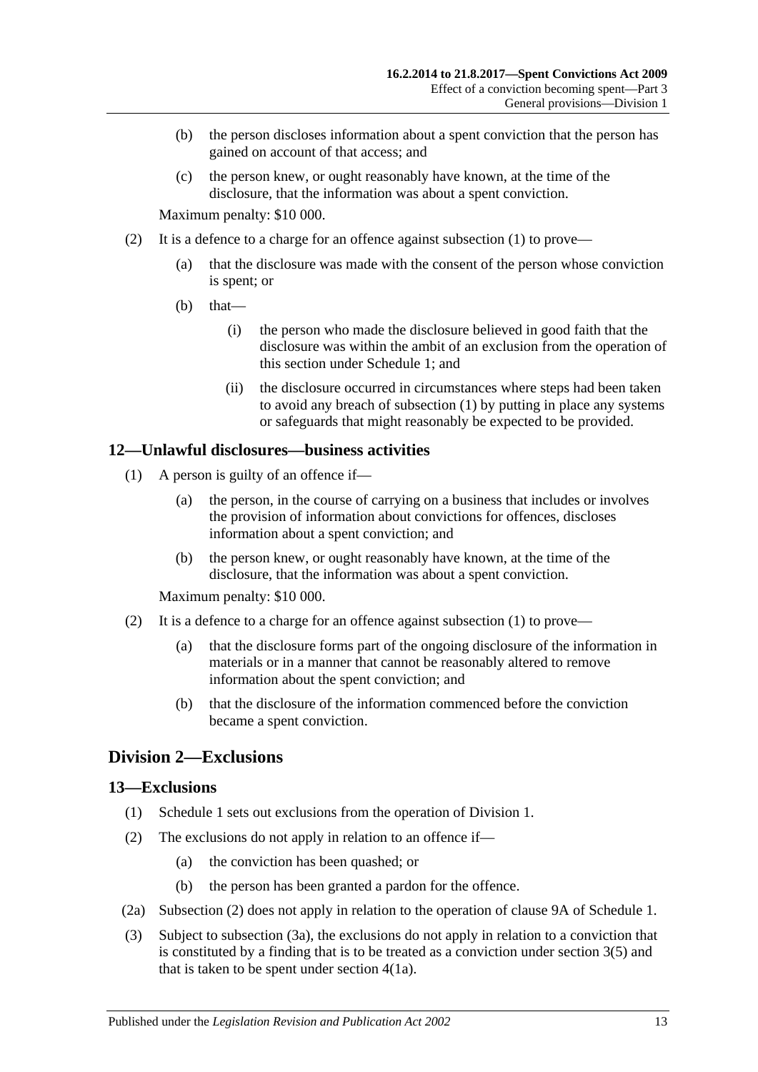(b) the person discloses information about a spent conviction that the person has gained on account of that access; and

(c) the person knew, or ought reasonably have known, at the time of the disclosure, that the information was about a spent conviction.

Maximum penalty: $10 000.

(2) It is a defence to a charge for an offence against subsection (1) to prove—

(a) that the disclosure was made with the consent of the person whose conviction is spent; or

(b) that—

(i) the person who made the disclosure believed in good faith that the disclosure was within the ambit of an exclusion from the operation of this section under Schedule 1; and

(ii) the disclosure occurred in circumstances where steps had been taken to avoid any breach of subsection (1) by putting in place any systems or safeguards that might reasonably be expected to be provided.

### 12—Unlawful disclosures—business activities

(1) A person is guilty of an offence if—

(a) the person, in the course of carrying on a business that includes or involves the provision of information about convictions for offences, discloses information about a spent conviction; and

(b) the person knew, or ought reasonably have known, at the time of the disclosure, that the information was about a spent conviction.

Maximum penalty: $10 000.

(2) It is a defence to a charge for an offence against subsection (1) to prove—

(a) that the disclosure forms part of the ongoing disclosure of the information in materials or in a manner that cannot be reasonably altered to remove information about the spent conviction; and

(b) that the disclosure of the information commenced before the conviction became a spent conviction.

## Division 2—Exclusions

### 13—Exclusions

(1) Schedule 1 sets out exclusions from the operation of Division 1.

(2) The exclusions do not apply in relation to an offence if—

(a) the conviction has been quashed; or

(b) the person has been granted a pardon for the offence.

(2a) Subsection (2) does not apply in relation to the operation of clause 9A of Schedule 1.

(3) Subject to subsection (3a), the exclusions do not apply in relation to a conviction that is constituted by a finding that is to be treated as a conviction under section 3(5) and that is taken to be spent under section 4(1a).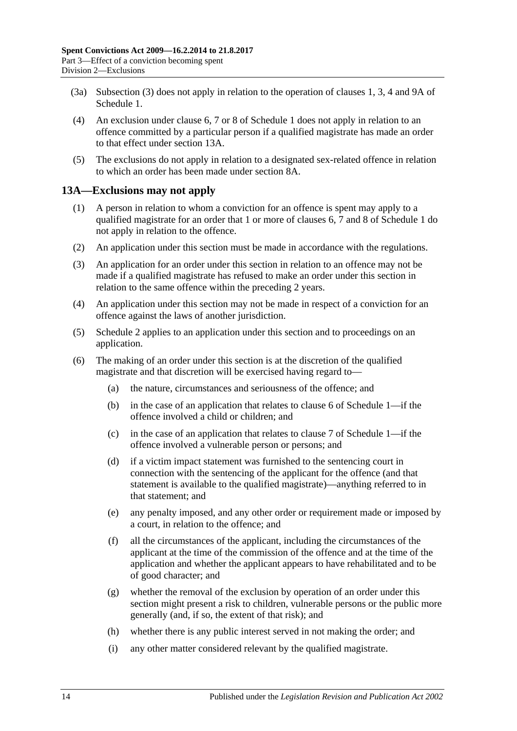(3a) Subsection (3) does not apply in relation to the operation of clauses 1, 3, 4 and 9A of Schedule 1.

(4) An exclusion under clause 6, 7 or 8 of Schedule 1 does not apply in relation to an offence committed by a particular person if a qualified magistrate has made an order to that effect under section 13A.

(5) The exclusions do not apply in relation to a designated sex-related offence in relation to which an order has been made under section 8A.

## 13A—Exclusions may not apply

(1) A person in relation to whom a conviction for an offence is spent may apply to a qualified magistrate for an order that 1 or more of clauses 6, 7 and 8 of Schedule 1 do not apply in relation to the offence.

(2) An application under this section must be made in accordance with the regulations.

(3) An application for an order under this section in relation to an offence may not be made if a qualified magistrate has refused to make an order under this section in relation to the same offence within the preceding 2 years.

(4) An application under this section may not be made in respect of a conviction for an offence against the laws of another jurisdiction.

(5) Schedule 2 applies to an application under this section and to proceedings on an application.

(6) The making of an order under this section is at the discretion of the qualified magistrate and that discretion will be exercised having regard to—

(a) the nature, circumstances and seriousness of the offence; and

(b) in the case of an application that relates to clause 6 of Schedule 1—if the offence involved a child or children; and

(c) in the case of an application that relates to clause 7 of Schedule 1—if the offence involved a vulnerable person or persons; and

(d) if a victim impact statement was furnished to the sentencing court in connection with the sentencing of the applicant for the offence (and that statement is available to the qualified magistrate)—anything referred to in that statement; and

(e) any penalty imposed, and any other order or requirement made or imposed by a court, in relation to the offence; and

(f) all the circumstances of the applicant, including the circumstances of the applicant at the time of the commission of the offence and at the time of the application and whether the applicant appears to have rehabilitated and to be of good character; and

(g) whether the removal of the exclusion by operation of an order under this section might present a risk to children, vulnerable persons or the public more generally (and, if so, the extent of that risk); and

(h) whether there is any public interest served in not making the order; and

(i) any other matter considered relevant by the qualified magistrate.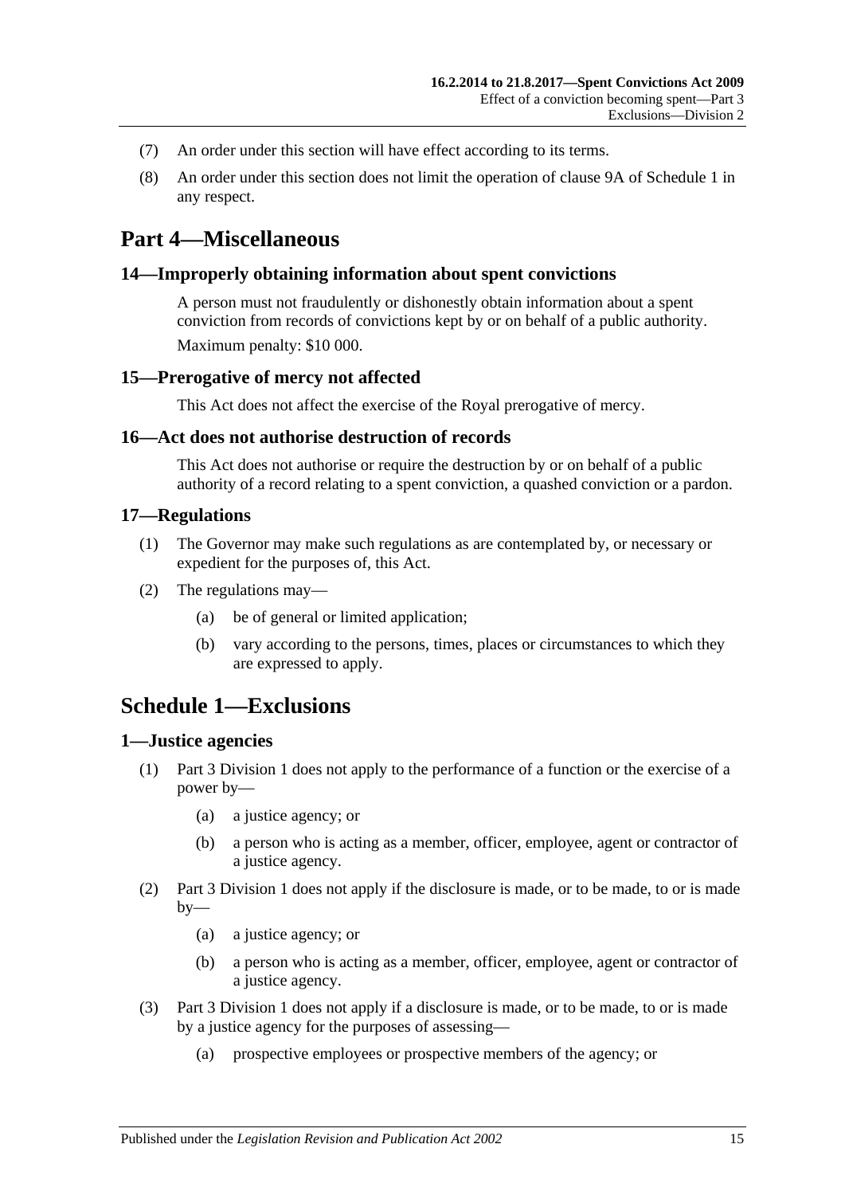(7) An order under this section will have effect according to its terms.

(8) An order under this section does not limit the operation of clause 9A of Schedule 1 in any respect.

# Part 4—Miscellaneous

## 14—Improperly obtaining information about spent convictions

A person must not fraudulently or dishonestly obtain information about a spent conviction from records of convictions kept by or on behalf of a public authority.

Maximum penalty: $10 000.

## 15—Prerogative of mercy not affected

This Act does not affect the exercise of the Royal prerogative of mercy.

## 16—Act does not authorise destruction of records

This Act does not authorise or require the destruction by or on behalf of a public authority of a record relating to a spent conviction, a quashed conviction or a pardon.

## 17—Regulations

(1) The Governor may make such regulations as are contemplated by, or necessary or expedient for the purposes of, this Act.

(2) The regulations may—

- (a) be of general or limited application;
- (b) vary according to the persons, times, places or circumstances to which they are expressed to apply.

# Schedule 1—Exclusions

## 1—Justice agencies

(1) Part 3 Division 1 does not apply to the performance of a function or the exercise of a power by—

- (a) a justice agency; or
- (b) a person who is acting as a member, officer, employee, agent or contractor of a justice agency.

(2) Part 3 Division 1 does not apply if the disclosure is made, or to be made, to or is made by—

- (a) a justice agency; or
- (b) a person who is acting as a member, officer, employee, agent or contractor of a justice agency.

(3) Part 3 Division 1 does not apply if a disclosure is made, or to be made, to or is made by a justice agency for the purposes of assessing—

- (a) prospective employees or prospective members of the agency; or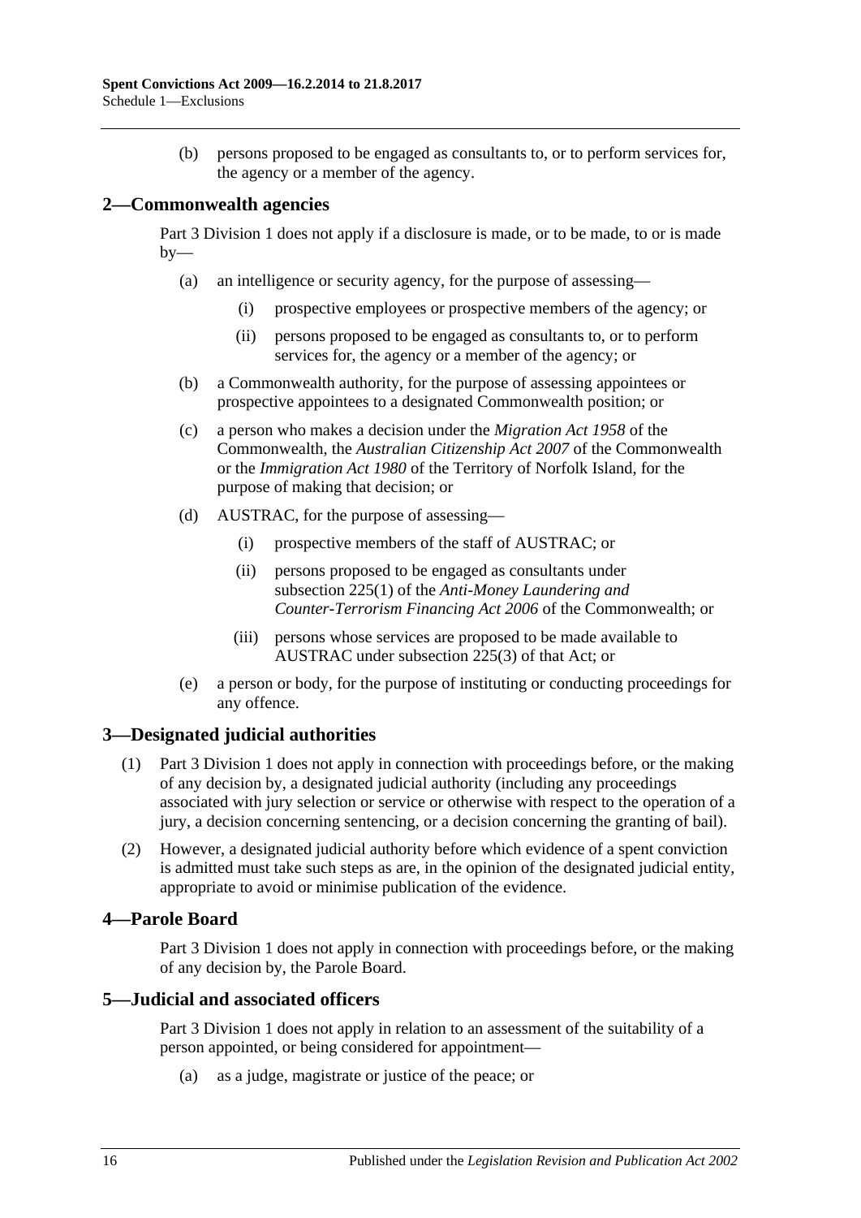(b) persons proposed to be engaged as consultants to, or to perform services for, the agency or a member of the agency.

## 2—Commonwealth agencies

Part 3 Division 1 does not apply if a disclosure is made, or to be made, to or is made by—

(a) an intelligence or security agency, for the purpose of assessing—

(i) prospective employees or prospective members of the agency; or

(ii) persons proposed to be engaged as consultants to, or to perform services for, the agency or a member of the agency; or

(b) a Commonwealth authority, for the purpose of assessing appointees or prospective appointees to a designated Commonwealth position; or

(c) a person who makes a decision under the *Migration Act 1958* of the Commonwealth, the *Australian Citizenship Act 2007* of the Commonwealth or the *Immigration Act 1980* of the Territory of Norfolk Island, for the purpose of making that decision; or

(d) AUSTRAC, for the purpose of assessing—

(i) prospective members of the staff of AUSTRAC; or

(ii) persons proposed to be engaged as consultants under subsection 225(1) of the *Anti-Money Laundering and Counter-Terrorism Financing Act 2006* of the Commonwealth; or

(iii) persons whose services are proposed to be made available to AUSTRAC under subsection 225(3) of that Act; or

(e) a person or body, for the purpose of instituting or conducting proceedings for any offence.

## 3—Designated judicial authorities

(1) Part 3 Division 1 does not apply in connection with proceedings before, or the making of any decision by, a designated judicial authority (including any proceedings associated with jury selection or service or otherwise with respect to the operation of a jury, a decision concerning sentencing, or a decision concerning the granting of bail).

(2) However, a designated judicial authority before which evidence of a spent conviction is admitted must take such steps as are, in the opinion of the designated judicial entity, appropriate to avoid or minimise publication of the evidence.

## 4—Parole Board

Part 3 Division 1 does not apply in connection with proceedings before, or the making of any decision by, the Parole Board.

## 5—Judicial and associated officers

Part 3 Division 1 does not apply in relation to an assessment of the suitability of a person appointed, or being considered for appointment—

(a) as a judge, magistrate or justice of the peace; or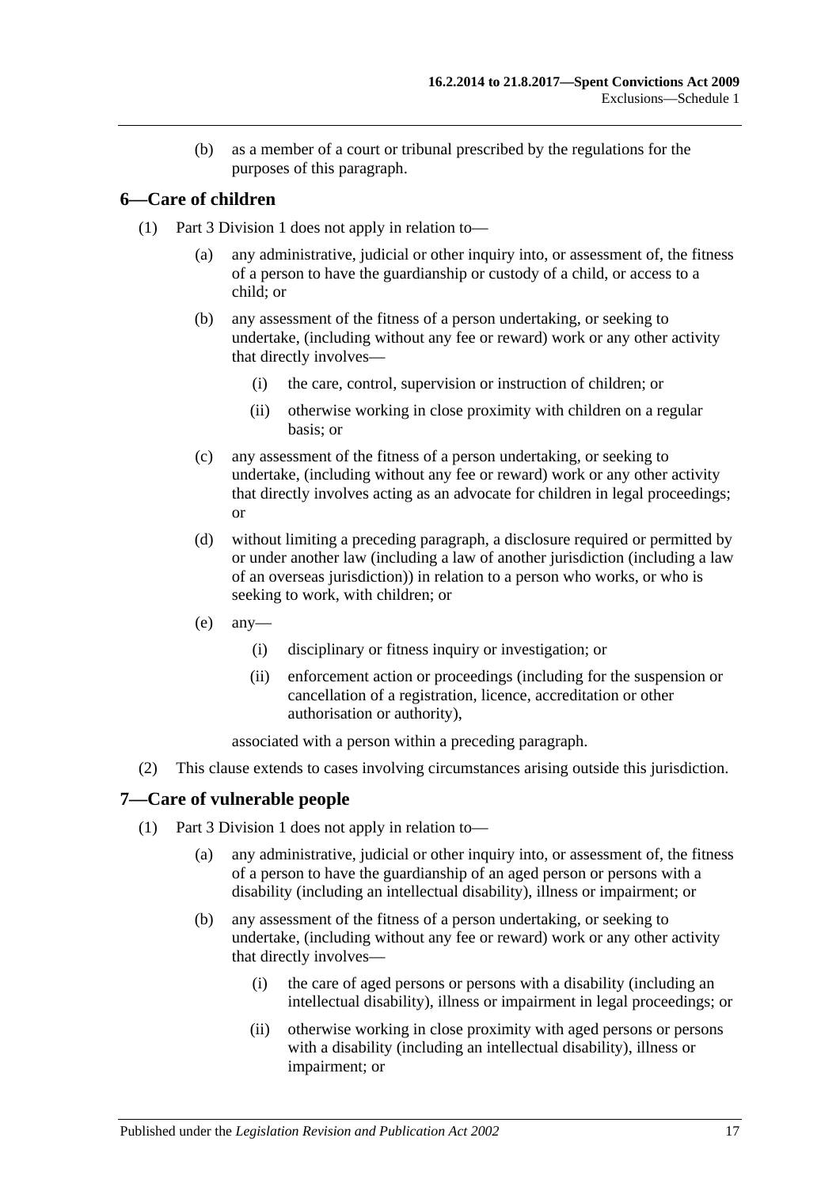(b) as a member of a court or tribunal prescribed by the regulations for the purposes of this paragraph.

## 6—Care of children

(1) Part 3 Division 1 does not apply in relation to—

(a) any administrative, judicial or other inquiry into, or assessment of, the fitness of a person to have the guardianship or custody of a child, or access to a child; or

(b) any assessment of the fitness of a person undertaking, or seeking to undertake, (including without any fee or reward) work or any other activity that directly involves—

(i) the care, control, supervision or instruction of children; or

(ii) otherwise working in close proximity with children on a regular basis; or

(c) any assessment of the fitness of a person undertaking, or seeking to undertake, (including without any fee or reward) work or any other activity that directly involves acting as an advocate for children in legal proceedings; or

(d) without limiting a preceding paragraph, a disclosure required or permitted by or under another law (including a law of another jurisdiction (including a law of an overseas jurisdiction)) in relation to a person who works, or who is seeking to work, with children; or

(e) any—

(i) disciplinary or fitness inquiry or investigation; or

(ii) enforcement action or proceedings (including for the suspension or cancellation of a registration, licence, accreditation or other authorisation or authority),

associated with a person within a preceding paragraph.

(2) This clause extends to cases involving circumstances arising outside this jurisdiction.

## 7—Care of vulnerable people

(1) Part 3 Division 1 does not apply in relation to—

(a) any administrative, judicial or other inquiry into, or assessment of, the fitness of a person to have the guardianship of an aged person or persons with a disability (including an intellectual disability), illness or impairment; or

(b) any assessment of the fitness of a person undertaking, or seeking to undertake, (including without any fee or reward) work or any other activity that directly involves—

(i) the care of aged persons or persons with a disability (including an intellectual disability), illness or impairment in legal proceedings; or

(ii) otherwise working in close proximity with aged persons or persons with a disability (including an intellectual disability), illness or impairment; or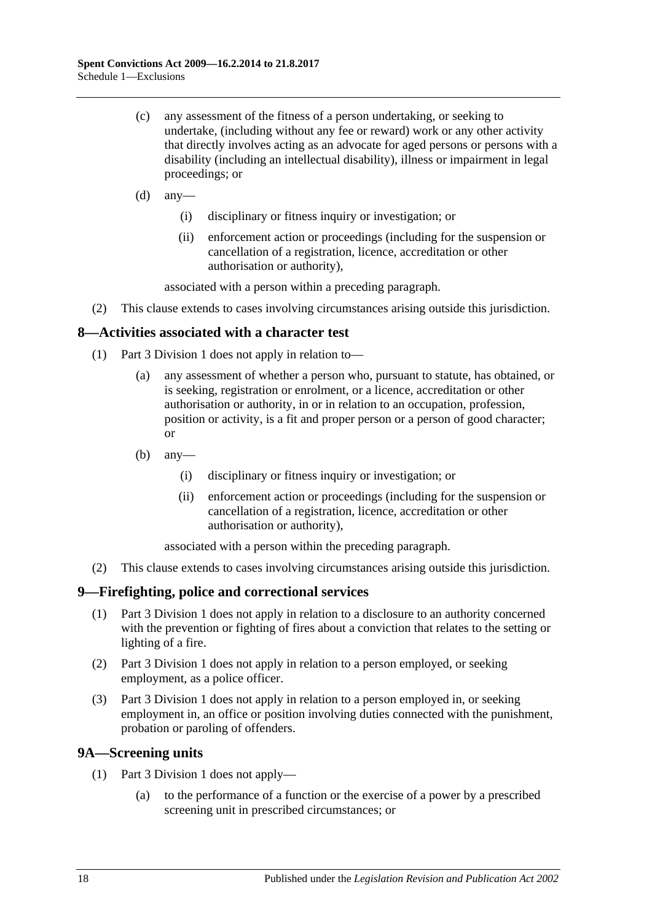(c) any assessment of the fitness of a person undertaking, or seeking to undertake, (including without any fee or reward) work or any other activity that directly involves acting as an advocate for aged persons or persons with a disability (including an intellectual disability), illness or impairment in legal proceedings; or

(d) any—

(i) disciplinary or fitness inquiry or investigation; or

(ii) enforcement action or proceedings (including for the suspension or cancellation of a registration, licence, accreditation or other authorisation or authority),

associated with a person within a preceding paragraph.

(2) This clause extends to cases involving circumstances arising outside this jurisdiction.

## 8—Activities associated with a character test

(1) Part 3 Division 1 does not apply in relation to—

(a) any assessment of whether a person who, pursuant to statute, has obtained, or is seeking, registration or enrolment, or a licence, accreditation or other authorisation or authority, in or in relation to an occupation, profession, position or activity, is a fit and proper person or a person of good character; or

(b) any—

(i) disciplinary or fitness inquiry or investigation; or

(ii) enforcement action or proceedings (including for the suspension or cancellation of a registration, licence, accreditation or other authorisation or authority),

associated with a person within the preceding paragraph.

(2) This clause extends to cases involving circumstances arising outside this jurisdiction.

## 9—Firefighting, police and correctional services

(1) Part 3 Division 1 does not apply in relation to a disclosure to an authority concerned with the prevention or fighting of fires about a conviction that relates to the setting or lighting of a fire.

(2) Part 3 Division 1 does not apply in relation to a person employed, or seeking employment, as a police officer.

(3) Part 3 Division 1 does not apply in relation to a person employed in, or seeking employment in, an office or position involving duties connected with the punishment, probation or paroling of offenders.

## 9A—Screening units

(1) Part 3 Division 1 does not apply—

(a) to the performance of a function or the exercise of a power by a prescribed screening unit in prescribed circumstances; or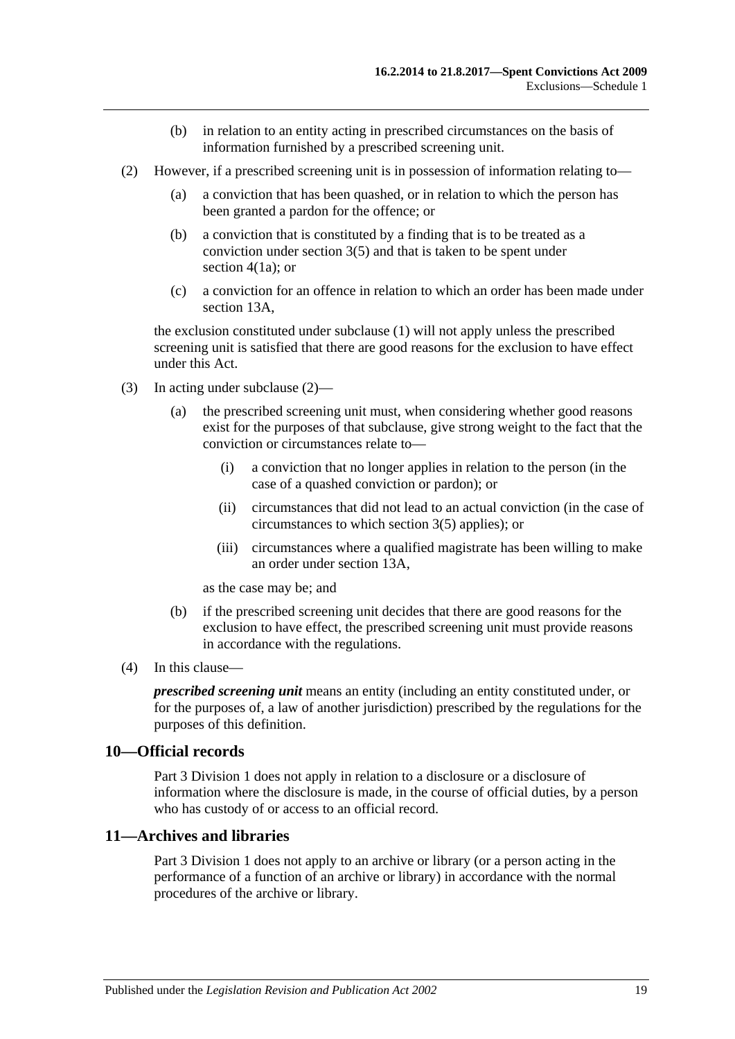(b) in relation to an entity acting in prescribed circumstances on the basis of information furnished by a prescribed screening unit.

(2) However, if a prescribed screening unit is in possession of information relating to—

(a) a conviction that has been quashed, or in relation to which the person has been granted a pardon for the offence; or

(b) a conviction that is constituted by a finding that is to be treated as a conviction under section 3(5) and that is taken to be spent under section 4(1a); or

(c) a conviction for an offence in relation to which an order has been made under section 13A,

the exclusion constituted under subclause (1) will not apply unless the prescribed screening unit is satisfied that there are good reasons for the exclusion to have effect under this Act.

(3) In acting under subclause (2)—

(a) the prescribed screening unit must, when considering whether good reasons exist for the purposes of that subclause, give strong weight to the fact that the conviction or circumstances relate to—

(i) a conviction that no longer applies in relation to the person (in the case of a quashed conviction or pardon); or

(ii) circumstances that did not lead to an actual conviction (in the case of circumstances to which section 3(5) applies); or

(iii) circumstances where a qualified magistrate has been willing to make an order under section 13A,

as the case may be; and

(b) if the prescribed screening unit decides that there are good reasons for the exclusion to have effect, the prescribed screening unit must provide reasons in accordance with the regulations.

(4) In this clause—

***prescribed screening unit*** means an entity (including an entity constituted under, or for the purposes of, a law of another jurisdiction) prescribed by the regulations for the purposes of this definition.

## 10—Official records

Part 3 Division 1 does not apply in relation to a disclosure or a disclosure of information where the disclosure is made, in the course of official duties, by a person who has custody of or access to an official record.

## 11—Archives and libraries

Part 3 Division 1 does not apply to an archive or library (or a person acting in the performance of a function of an archive or library) in accordance with the normal procedures of the archive or library.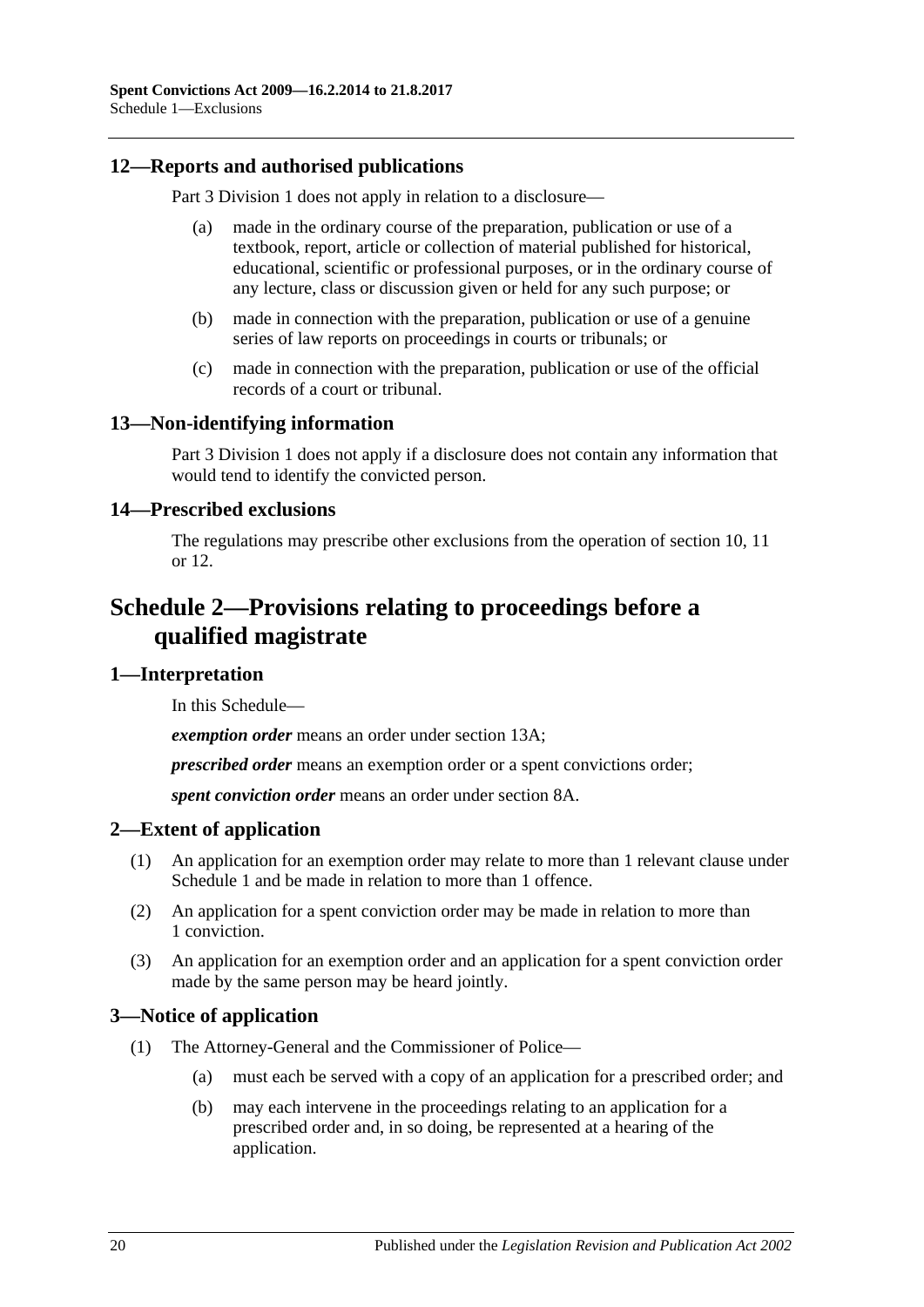### 12—Reports and authorised publications

Part 3 Division 1 does not apply in relation to a disclosure—

(a) made in the ordinary course of the preparation, publication or use of a textbook, report, article or collection of material published for historical, educational, scientific or professional purposes, or in the ordinary course of any lecture, class or discussion given or held for any such purpose; or

(b) made in connection with the preparation, publication or use of a genuine series of law reports on proceedings in courts or tribunals; or

(c) made in connection with the preparation, publication or use of the official records of a court or tribunal.

### 13—Non-identifying information

Part 3 Division 1 does not apply if a disclosure does not contain any information that would tend to identify the convicted person.

### 14—Prescribed exclusions

The regulations may prescribe other exclusions from the operation of section 10, 11 or 12.

## Schedule 2—Provisions relating to proceedings before a qualified magistrate

### 1—Interpretation

In this Schedule—

***exemption order*** means an order under section 13A;

***prescribed order*** means an exemption order or a spent convictions order;

***spent conviction order*** means an order under section 8A.

### 2—Extent of application

(1) An application for an exemption order may relate to more than 1 relevant clause under Schedule 1 and be made in relation to more than 1 offence.

(2) An application for a spent conviction order may be made in relation to more than 1 conviction.

(3) An application for an exemption order and an application for a spent conviction order made by the same person may be heard jointly.

### 3—Notice of application

(1) The Attorney-General and the Commissioner of Police—

(a) must each be served with a copy of an application for a prescribed order; and

(b) may each intervene in the proceedings relating to an application for a prescribed order and, in so doing, be represented at a hearing of the application.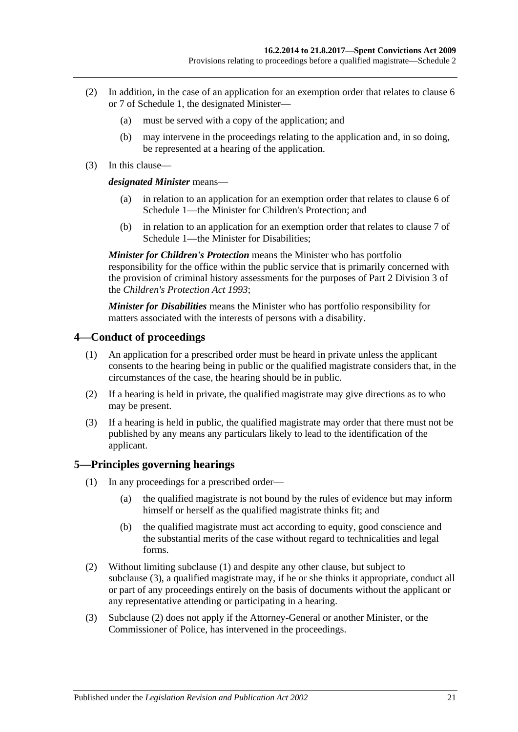(2) In addition, in the case of an application for an exemption order that relates to clause 6 or 7 of Schedule 1, the designated Minister—

- (a) must be served with a copy of the application; and
- (b) may intervene in the proceedings relating to the application and, in so doing, be represented at a hearing of the application.

(3) In this clause—

***designated Minister*** means—

- (a) in relation to an application for an exemption order that relates to clause 6 of Schedule 1—the Minister for Children's Protection; and
- (b) in relation to an application for an exemption order that relates to clause 7 of Schedule 1—the Minister for Disabilities;

***Minister for Children's Protection*** means the Minister who has portfolio responsibility for the office within the public service that is primarily concerned with the provision of criminal history assessments for the purposes of Part 2 Division 3 of the *Children's Protection Act 1993*;

***Minister for Disabilities*** means the Minister who has portfolio responsibility for matters associated with the interests of persons with a disability.

## 4—Conduct of proceedings

(1) An application for a prescribed order must be heard in private unless the applicant consents to the hearing being in public or the qualified magistrate considers that, in the circumstances of the case, the hearing should be in public.

(2) If a hearing is held in private, the qualified magistrate may give directions as to who may be present.

(3) If a hearing is held in public, the qualified magistrate may order that there must not be published by any means any particulars likely to lead to the identification of the applicant.

## 5—Principles governing hearings

(1) In any proceedings for a prescribed order—

- (a) the qualified magistrate is not bound by the rules of evidence but may inform himself or herself as the qualified magistrate thinks fit; and
- (b) the qualified magistrate must act according to equity, good conscience and the substantial merits of the case without regard to technicalities and legal forms.

(2) Without limiting subclause (1) and despite any other clause, but subject to subclause (3), a qualified magistrate may, if he or she thinks it appropriate, conduct all or part of any proceedings entirely on the basis of documents without the applicant or any representative attending or participating in a hearing.

(3) Subclause (2) does not apply if the Attorney-General or another Minister, or the Commissioner of Police, has intervened in the proceedings.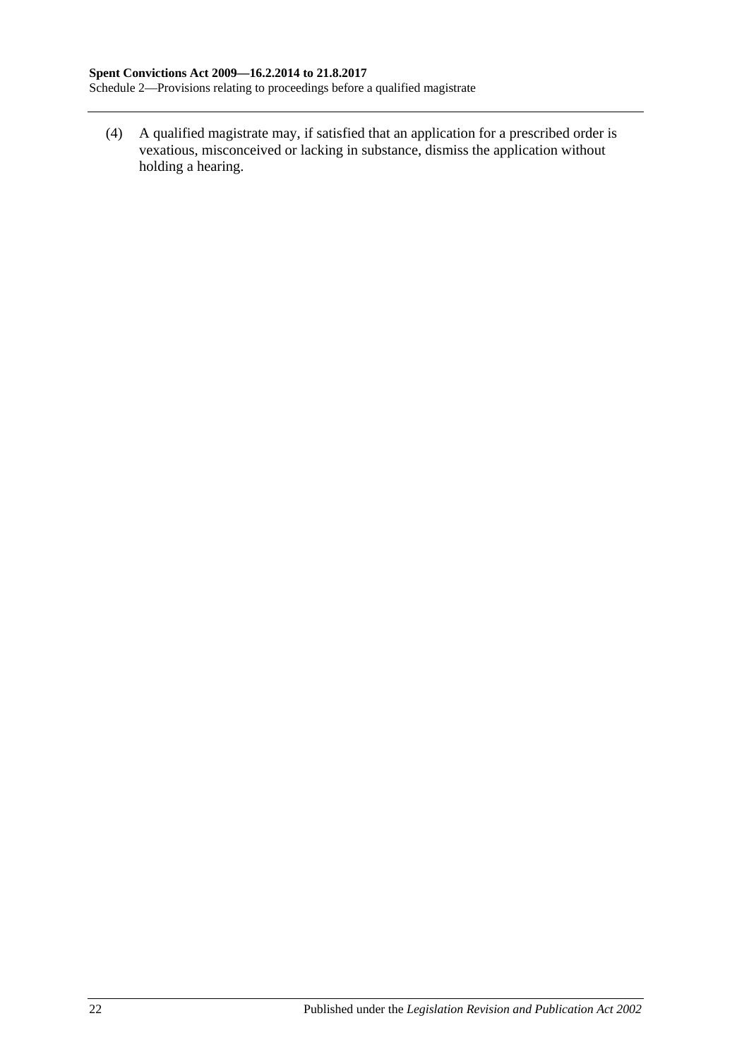(4) A qualified magistrate may, if satisfied that an application for a prescribed order is vexatious, misconceived or lacking in substance, dismiss the application without holding a hearing.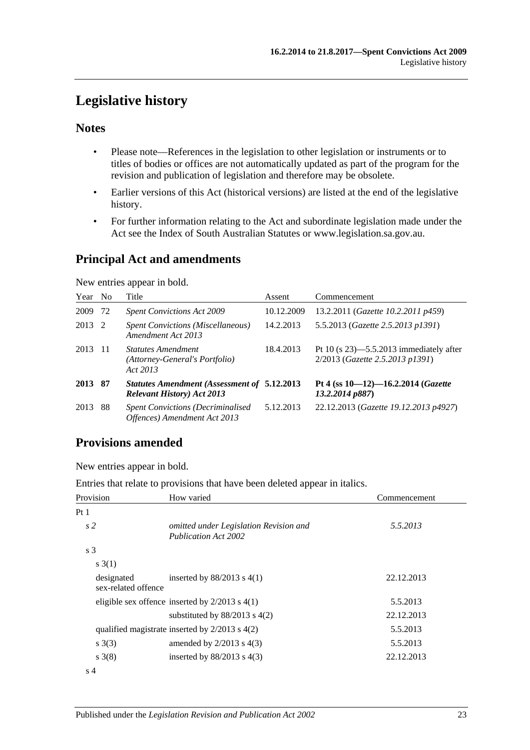# Legislative history

## Notes

- Please note—References in the legislation to other legislation or instruments or to titles of bodies or offices are not automatically updated as part of the program for the revision and publication of legislation and therefore may be obsolete.
- Earlier versions of this Act (historical versions) are listed at the end of the legislative history.
- For further information relating to the Act and subordinate legislation made under the Act see the Index of South Australian Statutes or www.legislation.sa.gov.au.

## Principal Act and amendments

New entries appear in bold.

| Year | No | Title | Assent | Commencement |
|---|---|---|---|---|
| 2009 | 72 | *Spent Convictions Act 2009* | 10.12.2009 | 13.2.2011 (*Gazette 10.2.2011 p459*) |
| 2013 | 2 | *Spent Convictions (Miscellaneous) Amendment Act 2013* | 14.2.2013 | 5.5.2013 (*Gazette 2.5.2013 p1391*) |
| 2013 | 11 | *Statutes Amendment (Attorney-General's Portfolio) Act 2013* | 18.4.2013 | Pt 10 (s 23)—5.5.2013 immediately after 2/2013 (*Gazette 2.5.2013 p1391*) |
| **2013** | **87** | ***Statutes Amendment (Assessment of Relevant History) Act 2013*** | **5.12.2013** | **Pt 4 (ss 10—12)—16.2.2014 (*Gazette 13.2.2014 p887*)** |
| 2013 | 88 | *Spent Convictions (Decriminalised Offences) Amendment Act 2013* | 5.12.2013 | 22.12.2013 (*Gazette 19.12.2013 p4927*) |

## Provisions amended

New entries appear in bold.

Entries that relate to provisions that have been deleted appear in italics.

| Provision | How varied | Commencement |
|---|---|---|
| Pt 1 | | |
| *s 2* | *omitted under Legislation Revision and Publication Act 2002* | *5.5.2013* |
| s 3 | | |
| s 3(1) | | |
| designated sex-related offence | inserted by 88/2013 s 4(1) | 22.12.2013 |
| eligible sex offence | inserted by 2/2013 s 4(1) | 5.5.2013 |
| | substituted by 88/2013 s 4(2) | 22.12.2013 |
| qualified magistrate | inserted by 2/2013 s 4(2) | 5.5.2013 |
| s 3(3) | amended by 2/2013 s 4(3) | 5.5.2013 |
| s 3(8) | inserted by 88/2013 s 4(3) | 22.12.2013 |
| s 4 | | |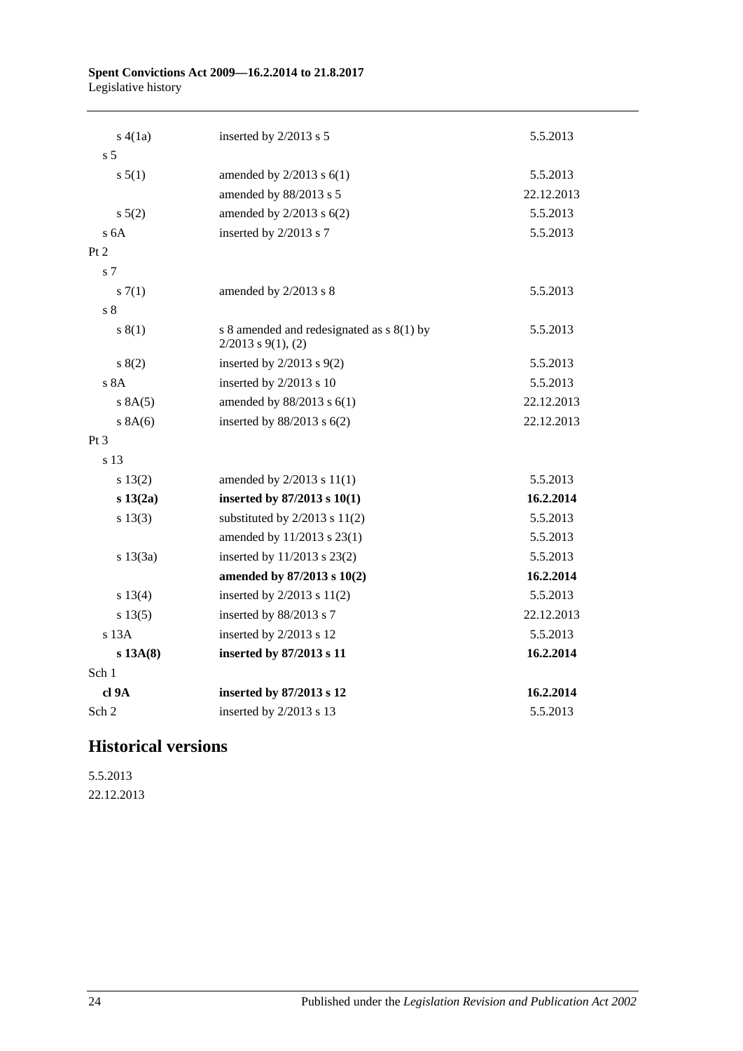| | | |
|---|---|---|
| s 4(1a) | inserted by 2/2013 s 5 | 5.5.2013 |
| s 5 | | |
| s 5(1) | amended by 2/2013 s 6(1) | 5.5.2013 |
| | amended by 88/2013 s 5 | 22.12.2013 |
| s 5(2) | amended by 2/2013 s 6(2) | 5.5.2013 |
| s 6A | inserted by 2/2013 s 7 | 5.5.2013 |
| Pt 2 | | |
| s 7 | | |
| s 7(1) | amended by 2/2013 s 8 | 5.5.2013 |
| s 8 | | |
| s 8(1) | s 8 amended and redesignated as s 8(1) by 2/2013 s 9(1), (2) | 5.5.2013 |
| s 8(2) | inserted by 2/2013 s 9(2) | 5.5.2013 |
| s 8A | inserted by 2/2013 s 10 | 5.5.2013 |
| s 8A(5) | amended by 88/2013 s 6(1) | 22.12.2013 |
| s 8A(6) | inserted by 88/2013 s 6(2) | 22.12.2013 |
| Pt 3 | | |
| s 13 | | |
| s 13(2) | amended by 2/2013 s 11(1) | 5.5.2013 |
| **s 13(2a)** | **inserted by 87/2013 s 10(1)** | **16.2.2014** |
| s 13(3) | substituted by 2/2013 s 11(2) | 5.5.2013 |
| | amended by 11/2013 s 23(1) | 5.5.2013 |
| s 13(3a) | inserted by 11/2013 s 23(2) | 5.5.2013 |
| | **amended by 87/2013 s 10(2)** | **16.2.2014** |
| s 13(4) | inserted by 2/2013 s 11(2) | 5.5.2013 |
| s 13(5) | inserted by 88/2013 s 7 | 22.12.2013 |
| s 13A | inserted by 2/2013 s 12 | 5.5.2013 |
| **s 13A(8)** | **inserted by 87/2013 s 11** | **16.2.2014** |
| Sch 1 | | |
| **cl 9A** | **inserted by 87/2013 s 12** | **16.2.2014** |
| Sch 2 | inserted by 2/2013 s 13 | 5.5.2013 |

## Historical versions

5.5.2013

22.12.2013